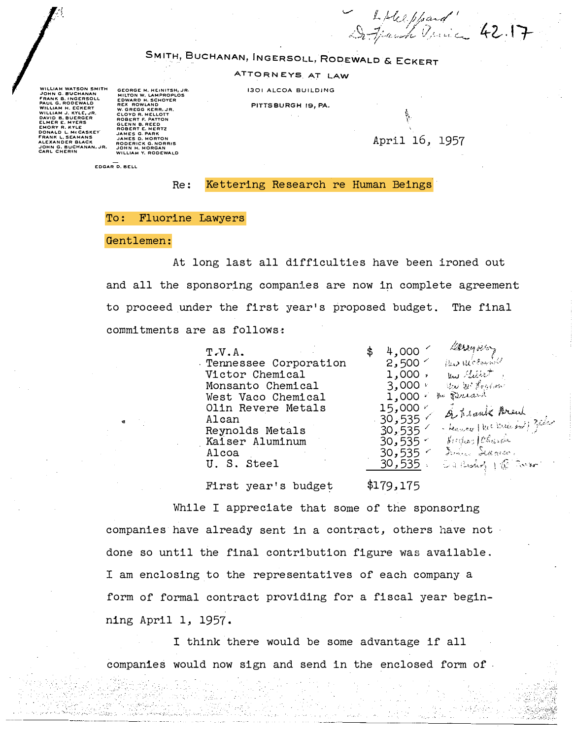SMITH, BUCHANAN, INGERSOLL, RODEWALD & ECKERT

ATTORNEYS AT LAW

1301 ALCOA BUILDING

PITTSBURGH 19, PA.

WILLIAM WATSON SMITH
JOHN G. BUCHANAN
FRANK B. INGERSOLL
PAUL G. RODEWALD
WILLIAM H. ECKERT
WILLIAM J. KYLE, JR.
DAVID B. BUERGER
ELMER E. MYERS
EMORY R. KYLE
DONALD L. McCASKEY
FRANK L. SEAMANS
ALEXANDER BLACK
JOHN G. BUCHANAN, JR.
CARL CHERIN

GEORGE M. HEINITSH, JR.
MILTON W. LAMPROPLOS
EDWARD H. SCHOYER
REX ROWLAND
W. GREGG KERR, JR.
CLOYD R. MELLOTT
ROBERT F. PATTON
GLENN B. REED
ROBERT E. MERTZ
JAMES G. PARK
JAMES D. MORTON
RODERICK G. NORRIS
JOHN H. MORGAN
WILLIAM Y. RODEWALD

EDGAR D. BELL

April 16, 1957

Re: Kettering Research re Human Beings

To: Fluorine Lawyers

Gentlemen:

At long last all difficulties have been ironed out and all the sponsoring companies are now in complete agreement to proceed under the first year's proposed budget. The final commitments are as follows:

| Company | Amount |
|---|---|
| T.V.A. | $ 4,000 |
| Tennessee Corporation | 2,500 |
| Victor Chemical | 1,000 |
| Monsanto Chemical | 3,000 |
| West Vaco Chemical | 1,000 |
| Olin Revere Metals | 15,000 |
| Alcan | 30,535 |
| Reynolds Metals | 30,535 |
| Kaiser Aluminum | 30,535 |
| Alcoa | 30,535 |
| U. S. Steel | 30,535 |
| First year's budget | $179,175 |

While I appreciate that some of the sponsoring companies have already sent in a contract, others have not done so until the final contribution figure was available. I am enclosing to the representatives of each company a form of formal contract providing for a fiscal year beginning April 1, 1957.

I think there would be some advantage if all companies would now sign and send in the enclosed form of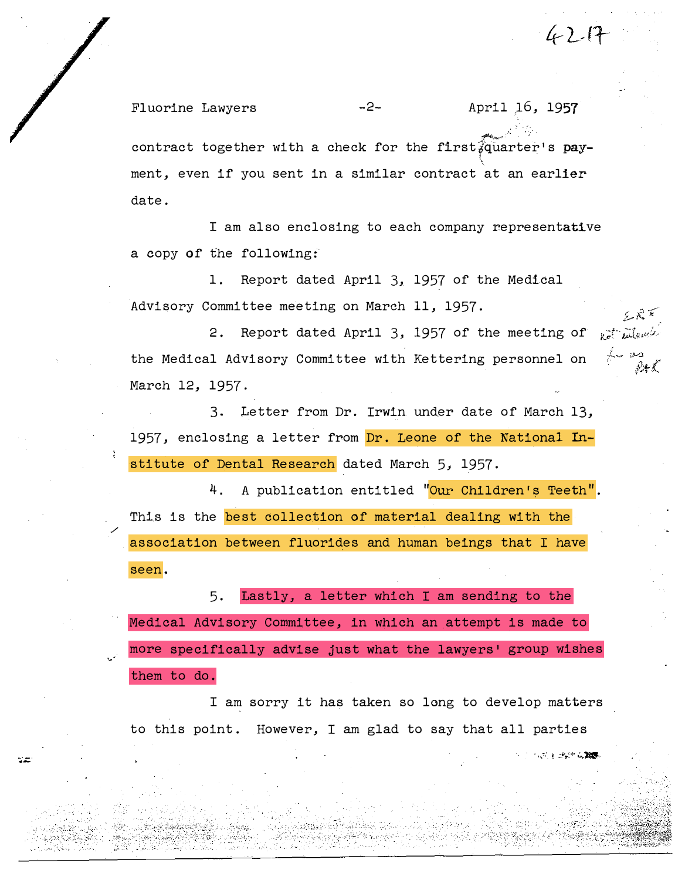contract together with a check for the first quarter's payment, even if you sent in a similar contract at an earlier date.

I am also enclosing to each company representative a copy of the following:

1. Report dated April 3, 1957 of the Medical Advisory Committee meeting on March 11, 1957.

2. Report dated April 3, 1957 of the meeting of the Medical Advisory Committee with Kettering personnel on March 12, 1957.

3. Letter from Dr. Irwin under date of March 13, 1957, enclosing a letter from Dr. Leone of the National Institute of Dental Research dated March 5, 1957.

4. A publication entitled "Our Children's Teeth". This is the best collection of material dealing with the association between fluorides and human beings that I have seen.

5. Lastly, a letter which I am sending to the Medical Advisory Committee, in which an attempt is made to more specifically advise just what the lawyers' group wishes them to do.

I am sorry it has taken so long to develop matters to this point. However, I am glad to say that all parties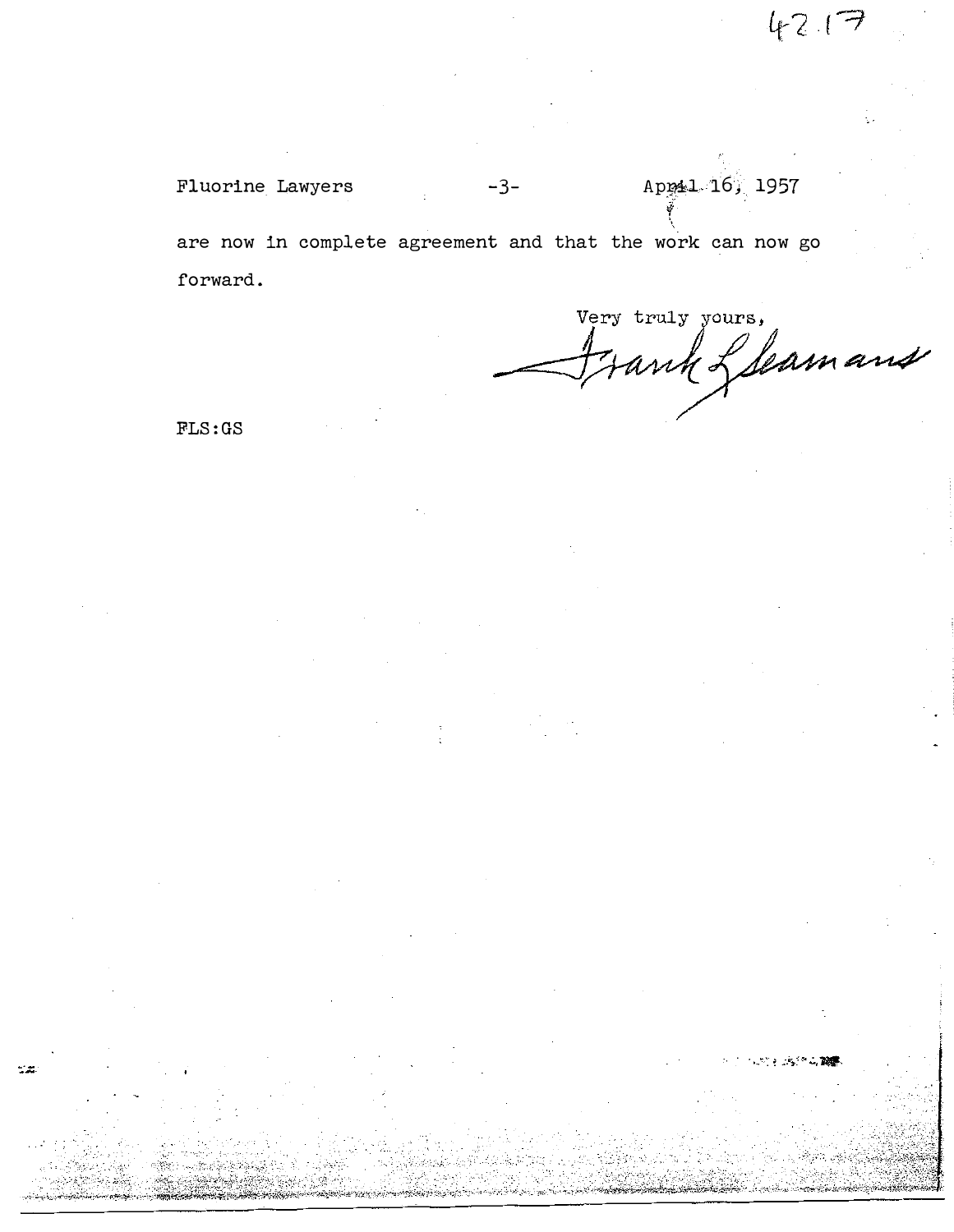are now in complete agreement and that the work can now go forward.

Very truly yours,

Frank L. Seamans

FLS:GS